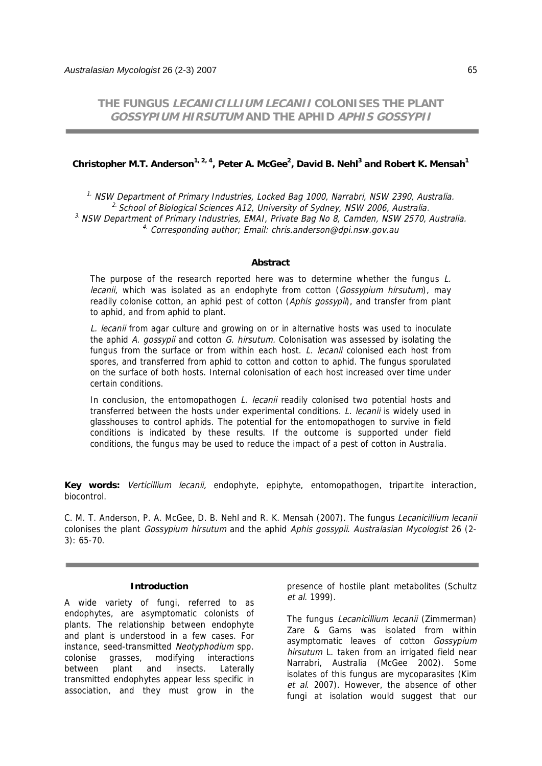# THE FUNGUS *LECANICILLIUM LECANII* COLONISES THE PLANT *GOSSYPIUM HIRSUTUM* AND THE APHID *APHIS GOSSYPII*

**Christopher M.T. Anderson[1, 2, 4], Peter A. McGee[2], David B. Nehl[3] and Robert K. Mensah[1]**

[1.] *NSW Department of Primary Industries, Locked Bag 1000, Narrabri, NSW 2390, Australia.*
[2.] *School of Biological Sciences A12, University of Sydney, NSW 2006, Australia.*
[3.] *NSW Department of Primary Industries, EMAI, Private Bag No 8, Camden, NSW 2570, Australia.*
[4.] *Corresponding author; Email: chris.anderson@dpi.nsw.gov.au*

### Abstract

The purpose of the research reported here was to determine whether the fungus *L. lecanii*, which was isolated as an endophyte from cotton (*Gossypium hirsutum*), may readily colonise cotton, an aphid pest of cotton (*Aphis gossypii*), and transfer from plant to aphid, and from aphid to plant.

*L. lecanii* from agar culture and growing on or in alternative hosts was used to inoculate the aphid *A. gossypii* and cotton *G. hirsutum.* Colonisation was assessed by isolating the fungus from the surface or from within each host. *L. lecanii* colonised each host from spores, and transferred from aphid to cotton and cotton to aphid. The fungus sporulated on the surface of both hosts. Internal colonisation of each host increased over time under certain conditions.

In conclusion, the entomopathogen *L. lecanii* readily colonised two potential hosts and transferred between the hosts under experimental conditions. *L. lecanii* is widely used in glasshouses to control aphids. The potential for the entomopathogen to survive in field conditions is indicated by these results. If the outcome is supported under field conditions, the fungus may be used to reduce the impact of a pest of cotton in Australia.

**Key words:** *Verticillium lecanii,* endophyte, epiphyte, entomopathogen, tripartite interaction, biocontrol.

C. M. T. Anderson, P. A. McGee, D. B. Nehl and R. K. Mensah (2007). The fungus *Lecanicillium lecanii* colonises the plant *Gossypium hirsutum* and the aphid *Aphis gossypii*. *Australasian Mycologist* 26 (2-3): 65-70.

## Introduction

A wide variety of fungi, referred to as endophytes, are asymptomatic colonists of plants. The relationship between endophyte and plant is understood in a few cases. For instance, seed-transmitted *Neotyphodium* spp. colonise grasses, modifying interactions between plant and insects. Laterally transmitted endophytes appear less specific in association, and they must grow in the presence of hostile plant metabolites (Schultz *et al.* 1999).

The fungus *Lecanicillium lecanii* (Zimmerman) Zare & Gams was isolated from within asymptomatic leaves of cotton *Gossypium hirsutum* L. taken from an irrigated field near Narrabri, Australia (McGee 2002). Some isolates of this fungus are mycoparasites (Kim *et al.* 2007). However, the absence of other fungi at isolation would suggest that our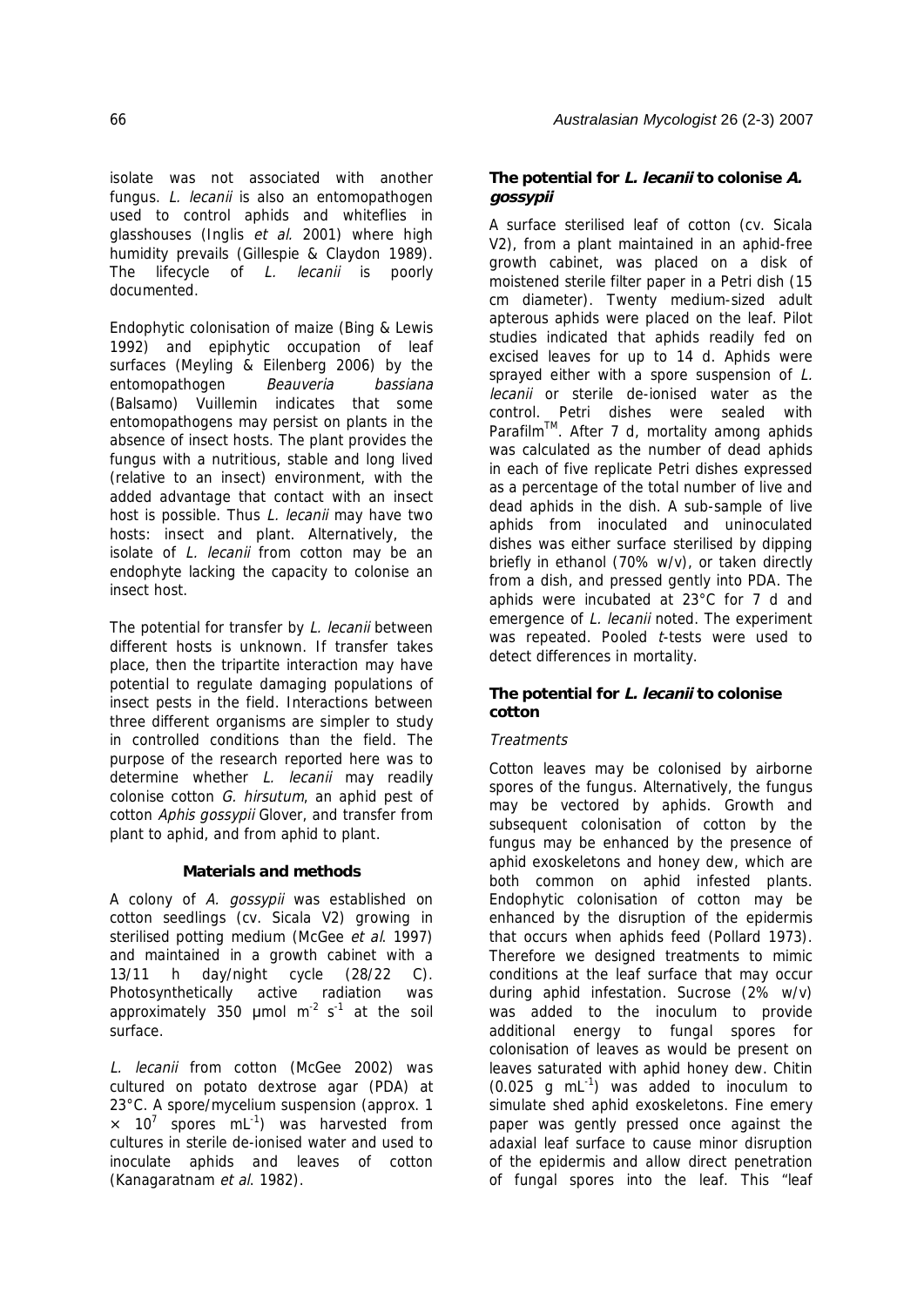isolate was not associated with another fungus. *L. lecanii* is also an entomopathogen used to control aphids and whiteflies in glasshouses (Inglis *et al.* 2001) where high humidity prevails (Gillespie & Claydon 1989). The lifecycle of *L. lecanii* is poorly documented.

Endophytic colonisation of maize (Bing & Lewis 1992) and epiphytic occupation of leaf surfaces (Meyling & Eilenberg 2006) by the entomopathogen *Beauveria bassiana* (Balsamo) Vuillemin indicates that some entomopathogens may persist on plants in the absence of insect hosts. The plant provides the fungus with a nutritious, stable and long lived (relative to an insect) environment, with the added advantage that contact with an insect host is possible. Thus *L. lecanii* may have two hosts: insect and plant. Alternatively, the isolate of *L. lecanii* from cotton may be an endophyte lacking the capacity to colonise an insect host.

The potential for transfer by *L. lecanii* between different hosts is unknown. If transfer takes place, then the tripartite interaction may have potential to regulate damaging populations of insect pests in the field. Interactions between three different organisms are simpler to study in controlled conditions than the field. The purpose of the research reported here was to determine whether *L. lecanii* may readily colonise cotton *G. hirsutum*, an aphid pest of cotton *Aphis gossypii* Glover, and transfer from plant to aphid, and from aphid to plant.

## Materials and methods

A colony of *A. gossypii* was established on cotton seedlings (cv. Sicala V2) growing in sterilised potting medium (McGee *et al.* 1997) and maintained in a growth cabinet with a 13/11 h day/night cycle (28/22 C). Photosynthetically active radiation was approximately 350 µmol $m^{-2}$ $s^{-1}$ at the soil surface.

*L. lecanii* from cotton (McGee 2002) was cultured on potato dextrose agar (PDA) at 23°C. A spore/mycelium suspension (approx. 1 × $10^7$ spores $mL^{-1}$) was harvested from cultures in sterile de-ionised water and used to inoculate aphids and leaves of cotton (Kanagaratnam *et al.* 1982).

### The potential for *L. lecanii* to colonise *A. gossypii*

A surface sterilised leaf of cotton (cv. Sicala V2), from a plant maintained in an aphid-free growth cabinet, was placed on a disk of moistened sterile filter paper in a Petri dish (15 cm diameter). Twenty medium-sized adult apterous aphids were placed on the leaf. Pilot studies indicated that aphids readily fed on excised leaves for up to 14 d. Aphids were sprayed either with a spore suspension of *L. lecanii* or sterile de-ionised water as the control. Petri dishes were sealed with Parafilm™. After 7 d, mortality among aphids was calculated as the number of dead aphids in each of five replicate Petri dishes expressed as a percentage of the total number of live and dead aphids in the dish. A sub-sample of live aphids from inoculated and uninoculated dishes was either surface sterilised by dipping briefly in ethanol (70% w/v), or taken directly from a dish, and pressed gently into PDA. The aphids were incubated at 23°C for 7 d and emergence of *L. lecanii* noted. The experiment was repeated. Pooled *t*-tests were used to detect differences in mortality.

### The potential for *L. lecanii* to colonise cotton

*Treatments*

Cotton leaves may be colonised by airborne spores of the fungus. Alternatively, the fungus may be vectored by aphids. Growth and subsequent colonisation of cotton by the fungus may be enhanced by the presence of aphid exoskeletons and honey dew, which are both common on aphid infested plants. Endophytic colonisation of cotton may be enhanced by the disruption of the epidermis that occurs when aphids feed (Pollard 1973). Therefore we designed treatments to mimic conditions at the leaf surface that may occur during aphid infestation. Sucrose (2% w/v) was added to the inoculum to provide additional energy to fungal spores for colonisation of leaves as would be present on leaves saturated with aphid honey dew. Chitin (0.025 g $mL^{-1}$) was added to inoculum to simulate shed aphid exoskeletons. Fine emery paper was gently pressed once against the adaxial leaf surface to cause minor disruption of the epidermis and allow direct penetration of fungal spores into the leaf. This "leaf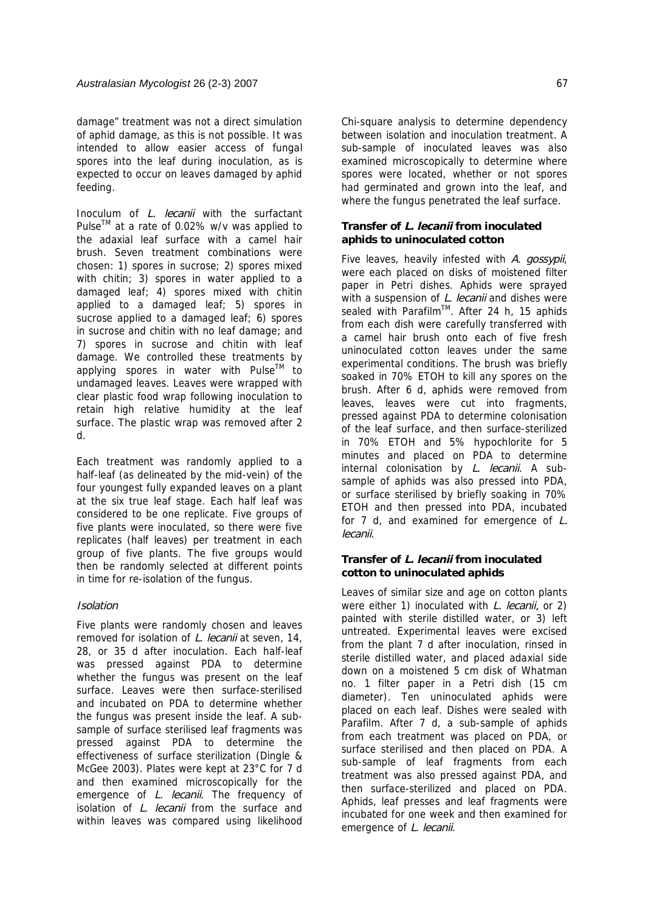damage" treatment was not a direct simulation of aphid damage, as this is not possible. It was intended to allow easier access of fungal spores into the leaf during inoculation, as is expected to occur on leaves damaged by aphid feeding.

Inoculum of *L. lecanii* with the surfactant Pulse™ at a rate of 0.02% w/v was applied to the adaxial leaf surface with a camel hair brush. Seven treatment combinations were chosen: 1) spores in sucrose; 2) spores mixed with chitin; 3) spores in water applied to a damaged leaf; 4) spores mixed with chitin applied to a damaged leaf; 5) spores in sucrose applied to a damaged leaf; 6) spores in sucrose and chitin with no leaf damage; and 7) spores in sucrose and chitin with leaf damage. We controlled these treatments by applying spores in water with Pulse™ to undamaged leaves. Leaves were wrapped with clear plastic food wrap following inoculation to retain high relative humidity at the leaf surface. The plastic wrap was removed after 2 d.

Each treatment was randomly applied to a half-leaf (as delineated by the mid-vein) of the four youngest fully expanded leaves on a plant at the six true leaf stage. Each half leaf was considered to be one replicate. Five groups of five plants were inoculated, so there were five replicates (half leaves) per treatment in each group of five plants. The five groups would then be randomly selected at different points in time for re-isolation of the fungus.

### *Isolation*

Five plants were randomly chosen and leaves removed for isolation of *L. lecanii* at seven, 14, 28, or 35 d after inoculation. Each half-leaf was pressed against PDA to determine whether the fungus was present on the leaf surface. Leaves were then surface-sterilised and incubated on PDA to determine whether the fungus was present inside the leaf. A sub-sample of surface sterilised leaf fragments was pressed against PDA to determine the effectiveness of surface sterilization (Dingle & McGee 2003). Plates were kept at 23°C for 7 d and then examined microscopically for the emergence of *L. lecanii*. The frequency of isolation of *L. lecanii* from the surface and within leaves was compared using likelihood Chi-square analysis to determine dependency between isolation and inoculation treatment. A sub-sample of inoculated leaves was also examined microscopically to determine where spores were located, whether or not spores had germinated and grown into the leaf, and where the fungus penetrated the leaf surface.

### Transfer of *L. lecanii* from inoculated aphids to uninoculated cotton

Five leaves, heavily infested with *A. gossypii*, were each placed on disks of moistened filter paper in Petri dishes. Aphids were sprayed with a suspension of *L. lecanii* and dishes were sealed with Parafilm™. After 24 h, 15 aphids from each dish were carefully transferred with a camel hair brush onto each of five fresh uninoculated cotton leaves under the same experimental conditions. The brush was briefly soaked in 70% ETOH to kill any spores on the brush. After 6 d, aphids were removed from leaves, leaves were cut into fragments, pressed against PDA to determine colonisation of the leaf surface, and then surface-sterilized in 70% ETOH and 5% hypochlorite for 5 minutes and placed on PDA to determine internal colonisation by *L. lecanii*. A sub-sample of aphids was also pressed into PDA, or surface sterilised by briefly soaking in 70% ETOH and then pressed into PDA, incubated for 7 d, and examined for emergence of *L. lecanii*.

### Transfer of *L. lecanii* from inoculated cotton to uninoculated aphids

Leaves of similar size and age on cotton plants were either 1) inoculated with *L. lecanii*, or 2) painted with sterile distilled water, or 3) left untreated. Experimental leaves were excised from the plant 7 d after inoculation, rinsed in sterile distilled water, and placed adaxial side down on a moistened 5 cm disk of Whatman no. 1 filter paper in a Petri dish (15 cm diameter). Ten uninoculated aphids were placed on each leaf. Dishes were sealed with Parafilm. After 7 d, a sub-sample of aphids from each treatment was placed on PDA, or surface sterilised and then placed on PDA. A sub-sample of leaf fragments from each treatment was also pressed against PDA, and then surface-sterilized and placed on PDA. Aphids, leaf presses and leaf fragments were incubated for one week and then examined for emergence of *L. lecanii*.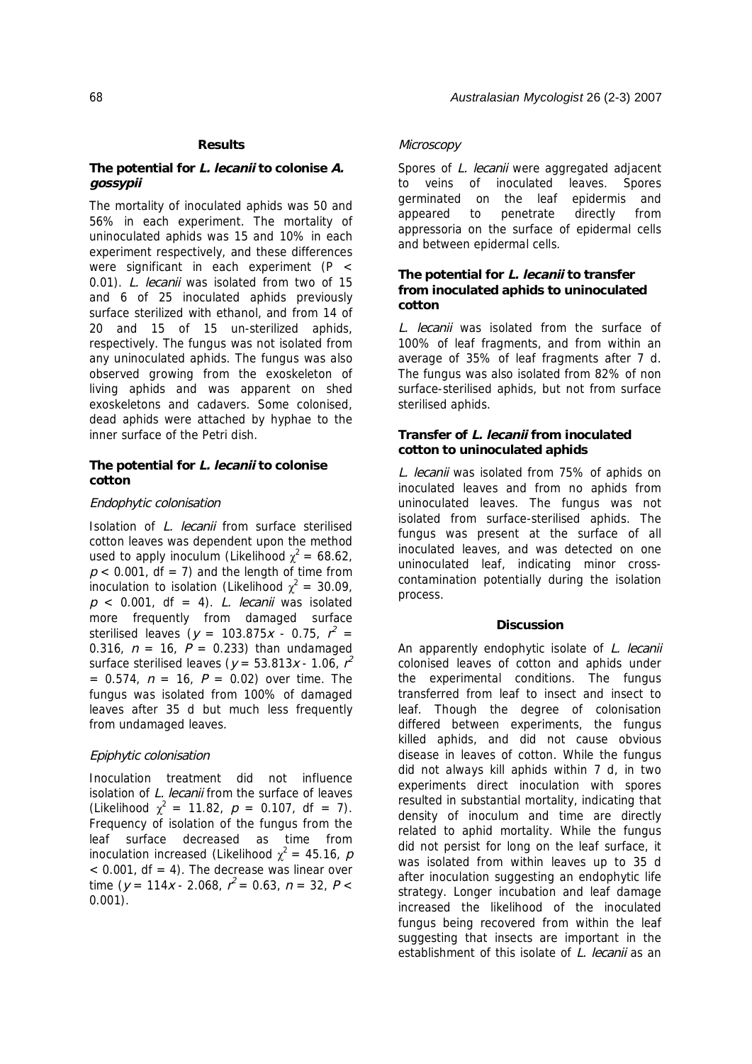## Results

### The potential for *L. lecanii* to colonise *A. gossypii*

The mortality of inoculated aphids was 50 and 56% in each experiment. The mortality of uninoculated aphids was 15 and 10% in each experiment respectively, and these differences were significant in each experiment ($P < 0.01$). *L. lecanii* was isolated from two of 15 and 6 of 25 inoculated aphids previously surface sterilized with ethanol, and from 14 of 20 and 15 of 15 un-sterilized aphids, respectively. The fungus was not isolated from any uninoculated aphids. The fungus was also observed growing from the exoskeleton of living aphids and was apparent on shed exoskeletons and cadavers. Some colonised, dead aphids were attached by hyphae to the inner surface of the Petri dish.

### The potential for *L. lecanii* to colonise cotton

#### *Endophytic colonisation*

Isolation of *L. lecanii* from surface sterilised cotton leaves was dependent upon the method used to apply inoculum (Likelihood $\chi^2 = 68.62$, $p < 0.001$, df = 7) and the length of time from inoculation to isolation (Likelihood $\chi^2 = 30.09$, $p < 0.001$, df = 4). *L. lecanii* was isolated more frequently from damaged surface sterilised leaves ($y = 103.875x - 0.75$, $r^2 = 0.316$, $n = 16$, $P = 0.233$) than undamaged surface sterilised leaves ($y = 53.813x - 1.06$, $r^2 = 0.574$, $n = 16$, $P = 0.02$) over time. The fungus was isolated from 100% of damaged leaves after 35 d but much less frequently from undamaged leaves.

#### *Epiphytic colonisation*

Inoculation treatment did not influence isolation of *L. lecanii* from the surface of leaves (Likelihood $\chi^2 = 11.82$, $p = 0.107$, df = 7). Frequency of isolation of the fungus from the leaf surface decreased as time from inoculation increased (Likelihood $\chi^2 = 45.16$, $p < 0.001$, df = 4). The decrease was linear over time ($y = 114x - 2.068$, $r^2 = 0.63$, $n = 32$, $P < 0.001$).

#### *Microscopy*

Spores of *L. lecanii* were aggregated adjacent to veins of inoculated leaves. Spores germinated on the leaf epidermis and appeared to penetrate directly from appressoria on the surface of epidermal cells and between epidermal cells.

### The potential for *L. lecanii* to transfer from inoculated aphids to uninoculated cotton

*L. lecanii* was isolated from the surface of 100% of leaf fragments, and from within an average of 35% of leaf fragments after 7 d. The fungus was also isolated from 82% of non surface-sterilised aphids, but not from surface sterilised aphids.

### Transfer of *L. lecanii* from inoculated cotton to uninoculated aphids

*L. lecanii* was isolated from 75% of aphids on inoculated leaves and from no aphids from uninoculated leaves. The fungus was not isolated from surface-sterilised aphids. The fungus was present at the surface of all inoculated leaves, and was detected on one uninoculated leaf, indicating minor cross-contamination potentially during the isolation process.

## Discussion

An apparently endophytic isolate of *L. lecanii* colonised leaves of cotton and aphids under the experimental conditions. The fungus transferred from leaf to insect and insect to leaf. Though the degree of colonisation differed between experiments, the fungus killed aphids, and did not cause obvious disease in leaves of cotton. While the fungus did not always kill aphids within 7 d, in two experiments direct inoculation with spores resulted in substantial mortality, indicating that density of inoculum and time are directly related to aphid mortality. While the fungus did not persist for long on the leaf surface, it was isolated from within leaves up to 35 d after inoculation suggesting an endophytic life strategy. Longer incubation and leaf damage increased the likelihood of the inoculated fungus being recovered from within the leaf suggesting that insects are important in the establishment of this isolate of *L. lecanii* as an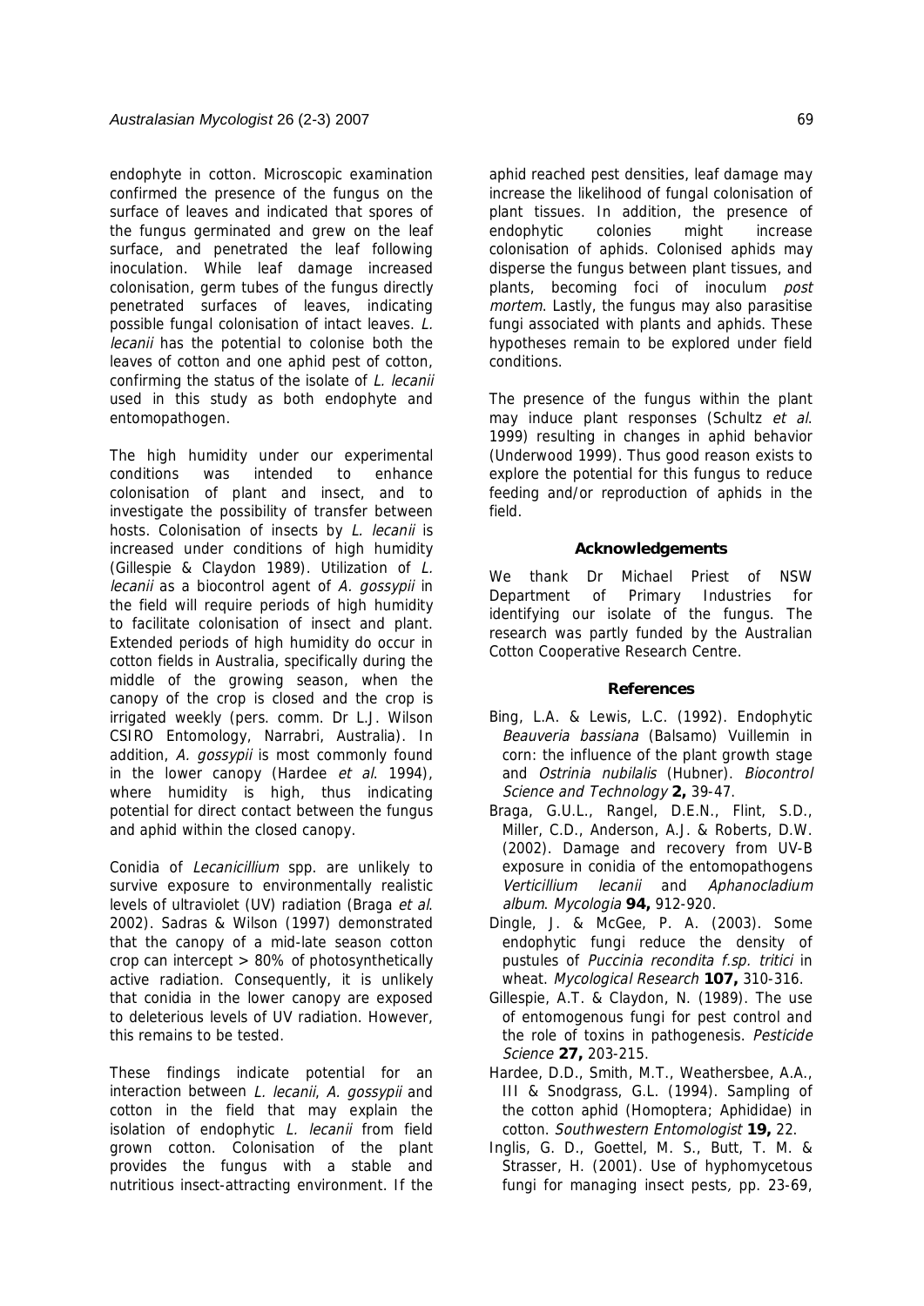endophyte in cotton. Microscopic examination confirmed the presence of the fungus on the surface of leaves and indicated that spores of the fungus germinated and grew on the leaf surface, and penetrated the leaf following inoculation. While leaf damage increased colonisation, germ tubes of the fungus directly penetrated surfaces of leaves, indicating possible fungal colonisation of intact leaves. *L. lecanii* has the potential to colonise both the leaves of cotton and one aphid pest of cotton, confirming the status of the isolate of *L. lecanii* used in this study as both endophyte and entomopathogen.

The high humidity under our experimental conditions was intended to enhance colonisation of plant and insect, and to investigate the possibility of transfer between hosts. Colonisation of insects by *L. lecanii* is increased under conditions of high humidity (Gillespie & Claydon 1989). Utilization of *L. lecanii* as a biocontrol agent of *A. gossypii* in the field will require periods of high humidity to facilitate colonisation of insect and plant. Extended periods of high humidity do occur in cotton fields in Australia, specifically during the middle of the growing season, when the canopy of the crop is closed and the crop is irrigated weekly (pers. comm. Dr L.J. Wilson CSIRO Entomology, Narrabri, Australia). In addition, *A. gossypii* is most commonly found in the lower canopy (Hardee *et al*. 1994), where humidity is high, thus indicating potential for direct contact between the fungus and aphid within the closed canopy.

Conidia of *Lecanicillium* spp. are unlikely to survive exposure to environmentally realistic levels of ultraviolet (UV) radiation (Braga *et al*. 2002). Sadras & Wilson (1997) demonstrated that the canopy of a mid-late season cotton crop can intercept > 80% of photosynthetically active radiation. Consequently, it is unlikely that conidia in the lower canopy are exposed to deleterious levels of UV radiation. However, this remains to be tested.

These findings indicate potential for an interaction between *L. lecanii*, *A. gossypii* and cotton in the field that may explain the isolation of endophytic *L. lecanii* from field grown cotton. Colonisation of the plant provides the fungus with a stable and nutritious insect-attracting environment. If the aphid reached pest densities, leaf damage may increase the likelihood of fungal colonisation of plant tissues. In addition, the presence of endophytic colonies might increase colonisation of aphids. Colonised aphids may disperse the fungus between plant tissues, and plants, becoming foci of inoculum *post mortem*. Lastly, the fungus may also parasitise fungi associated with plants and aphids. These hypotheses remain to be explored under field conditions.

The presence of the fungus within the plant may induce plant responses (Schultz *et al*. 1999) resulting in changes in aphid behavior (Underwood 1999). Thus good reason exists to explore the potential for this fungus to reduce feeding and/or reproduction of aphids in the field.

## Acknowledgements

We thank Dr Michael Priest of NSW Department of Primary Industries for identifying our isolate of the fungus. The research was partly funded by the Australian Cotton Cooperative Research Centre.

## References

- Bing, L.A. & Lewis, L.C. (1992). Endophytic *Beauveria bassiana* (Balsamo) Vuillemin in corn: the influence of the plant growth stage and *Ostrinia nubilalis* (Hubner). *Biocontrol Science and Technology* **2,** 39-47.
- Braga, G.U.L., Rangel, D.E.N., Flint, S.D., Miller, C.D., Anderson, A.J. & Roberts, D.W. (2002). Damage and recovery from UV-B exposure in conidia of the entomopathogens *Verticillium lecanii* and *Aphanocladium album*. *Mycologia* **94,** 912-920.
- Dingle, J. & McGee, P. A. (2003). Some endophytic fungi reduce the density of pustules of *Puccinia recondita f.sp. tritici* in wheat. *Mycological Research* **107,** 310-316.
- Gillespie, A.T. & Claydon, N. (1989). The use of entomogenous fungi for pest control and the role of toxins in pathogenesis. *Pesticide Science* **27,** 203-215.
- Hardee, D.D., Smith, M.T., Weathersbee, A.A., III & Snodgrass, G.L. (1994). Sampling of the cotton aphid (Homoptera; Aphididae) in cotton. *Southwestern Entomologist* **19,** 22.
- Inglis, G. D., Goettel, M. S., Butt, T. M. & Strasser, H. (2001). Use of hyphomycetous fungi for managing insect pests, pp. 23-69,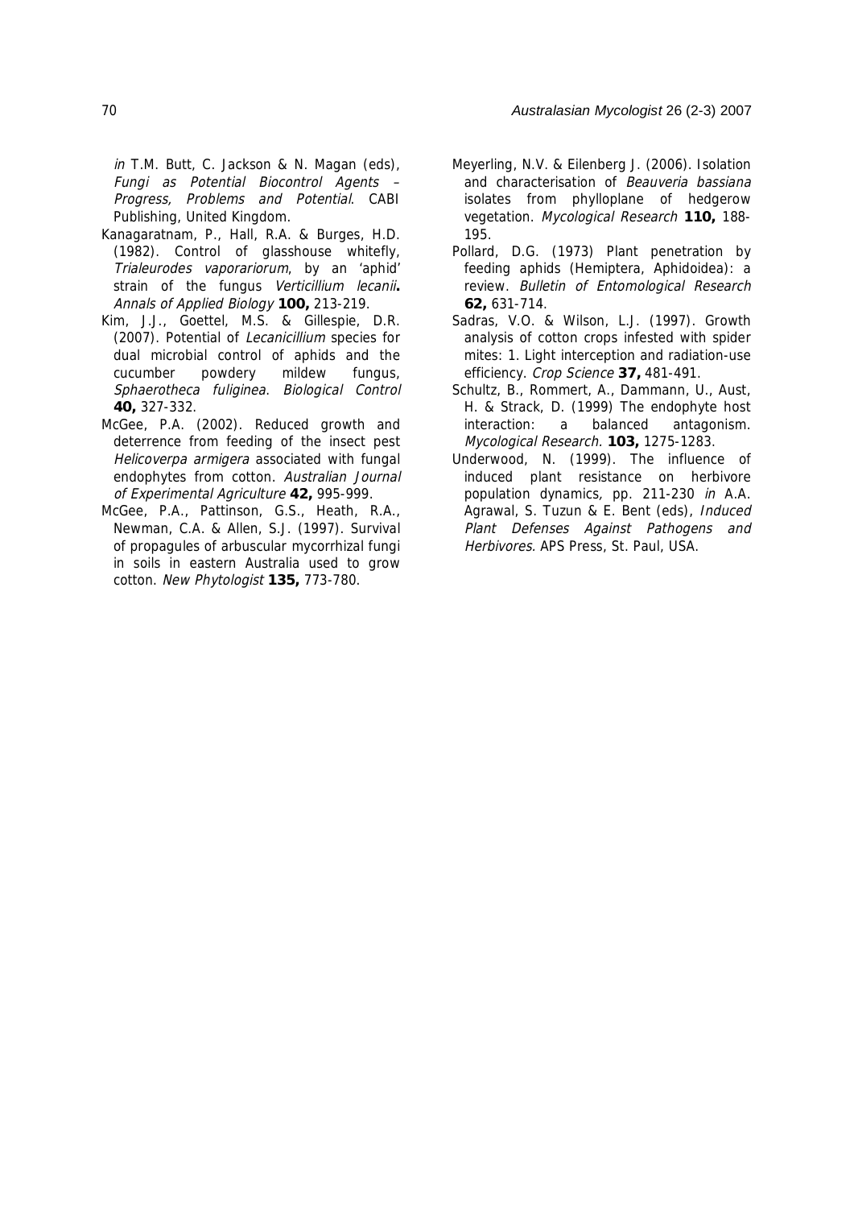*in* T.M. Butt, C. Jackson & N. Magan (eds), *Fungi as Potential Biocontrol Agents – Progress, Problems and Potential*. CABI Publishing, United Kingdom.

Kanagaratnam, P., Hall, R.A. & Burges, H.D. (1982). Control of glasshouse whitefly, *Trialeurodes vaporariorum*, by an 'aphid' strain of the fungus *Verticillium lecanii***.** *Annals of Applied Biology* **100,** 213-219.

Kim, J.J., Goettel, M.S. & Gillespie, D.R. (2007). Potential of *Lecanicillium* species for dual microbial control of aphids and the cucumber powdery mildew fungus, *Sphaerotheca fuliginea*. *Biological Control* **40,** 327-332.

McGee, P.A. (2002). Reduced growth and deterrence from feeding of the insect pest *Helicoverpa armigera* associated with fungal endophytes from cotton. *Australian Journal of Experimental Agriculture* **42,** 995-999.

McGee, P.A., Pattinson, G.S., Heath, R.A., Newman, C.A. & Allen, S.J. (1997). Survival of propagules of arbuscular mycorrhizal fungi in soils in eastern Australia used to grow cotton. *New Phytologist* **135,** 773-780.

Meyerling, N.V. & Eilenberg J. (2006). Isolation and characterisation of *Beauveria bassiana* isolates from phylloplane of hedgerow vegetation. *Mycological Research* **110,** 188-195.

Pollard, D.G. (1973) Plant penetration by feeding aphids (Hemiptera, Aphidoidea): a review. *Bulletin of Entomological Research* **62,** 631-714.

Sadras, V.O. & Wilson, L.J. (1997). Growth analysis of cotton crops infested with spider mites: 1. Light interception and radiation-use efficiency. *Crop Science* **37,** 481-491.

Schultz, B., Rommert, A., Dammann, U., Aust, H. & Strack, D. (1999) The endophyte host interaction: a balanced antagonism. *Mycological Research*. **103,** 1275-1283.

Underwood, N. (1999). The influence of induced plant resistance on herbivore population dynamics, pp. 211-230 *in* A.A. Agrawal, S. Tuzun & E. Bent (eds), *Induced Plant Defenses Against Pathogens and Herbivores.* APS Press, St. Paul, USA.